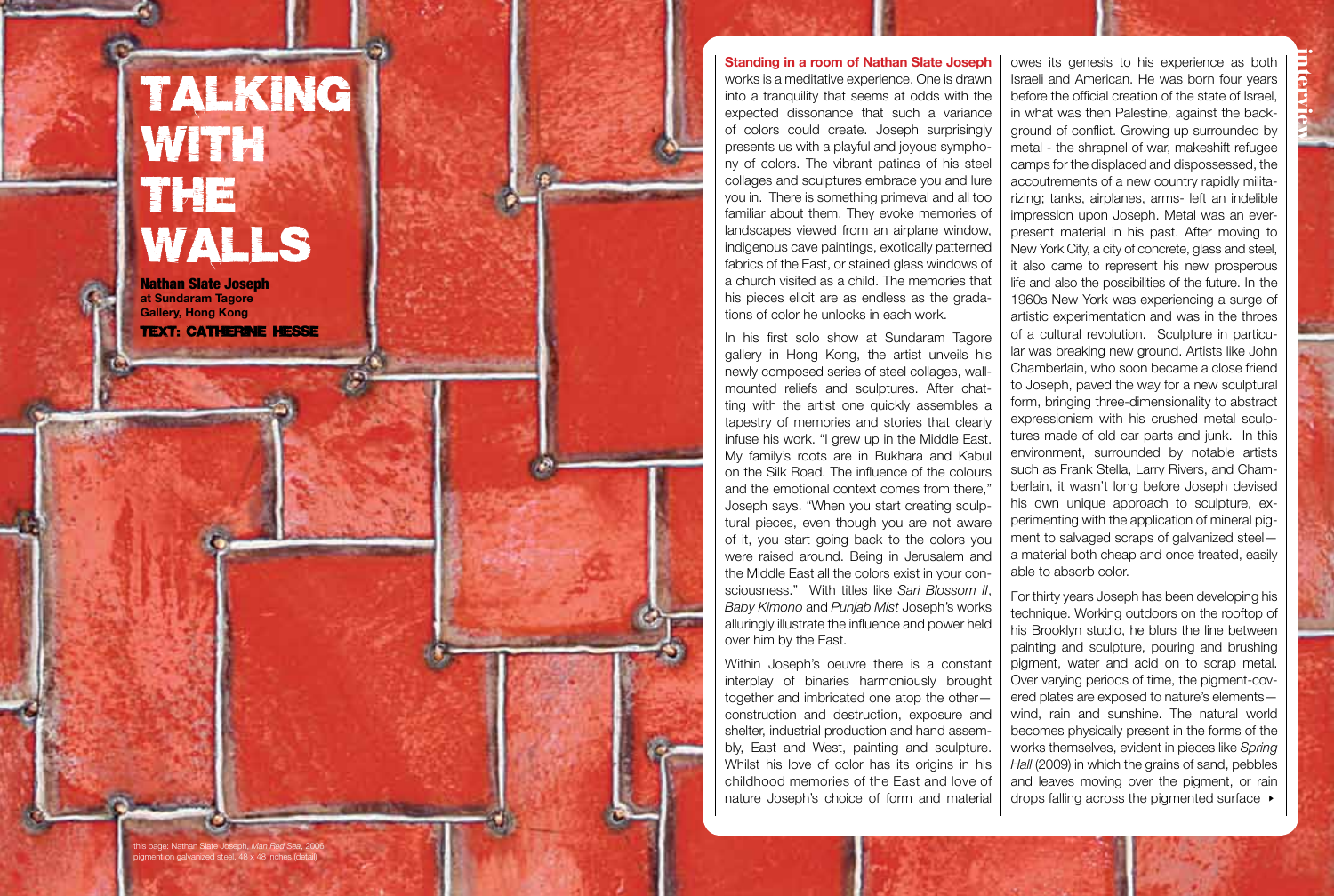# TALKING WITH THE WALLS

**Nathan Slate Joseph**
**at Sundaram Tagore Gallery, Hong Kong**

**TEXT: CATHERINE HESSE**

this page: Nathan Slate Joseph, *Man Red Sea*, 2006
pigment on galvanized steel, 48 x 48 inches (detail)

**Standing in a room of Nathan Slate Joseph** works is a meditative experience. One is drawn into a tranquility that seems at odds with the expected dissonance that such a variance of colors could create. Joseph surprisingly presents us with a playful and joyous symphony of colors. The vibrant patinas of his steel collages and sculptures embrace you and lure you in. There is something primeval and all too familiar about them. They evoke memories of landscapes viewed from an airplane window, indigenous cave paintings, exotically patterned fabrics of the East, or stained glass windows of a church visited as a child. The memories that his pieces elicit are as endless as the gradations of color he unlocks in each work.

In his first solo show at Sundaram Tagore gallery in Hong Kong, the artist unveils his newly composed series of steel collages, wall-mounted reliefs and sculptures. After chatting with the artist one quickly assembles a tapestry of memories and stories that clearly infuse his work. "I grew up in the Middle East. My family's roots are in Bukhara and Kabul on the Silk Road. The influence of the colours and the emotional context comes from there," Joseph says. "When you start creating sculptural pieces, even though you are not aware of it, you start going back to the colors you were raised around. Being in Jerusalem and the Middle East all the colors exist in your consciousness." With titles like *Sari Blossom II*, *Baby Kimono* and *Punjab Mist* Joseph's works alluringly illustrate the influence and power held over him by the East.

Within Joseph's oeuvre there is a constant interplay of binaries harmoniously brought together and imbricated one atop the other—construction and destruction, exposure and shelter, industrial production and hand assembly, East and West, painting and sculpture. Whilst his love of color has its origins in his childhood memories of the East and love of nature Joseph's choice of form and material owes its genesis to his experience as both Israeli and American. He was born four years before the official creation of the state of Israel, in what was then Palestine, against the background of conflict. Growing up surrounded by metal - the shrapnel of war, makeshift refugee camps for the displaced and dispossessed, the accoutrements of a new country rapidly militarizing; tanks, airplanes, arms- left an indelible impression upon Joseph. Metal was an ever-present material in his past. After moving to New York City, a city of concrete, glass and steel, it also came to represent his new prosperous life and also the possibilities of the future. In the 1960s New York was experiencing a surge of artistic experimentation and was in the throes of a cultural revolution. Sculpture in particular was breaking new ground. Artists like John Chamberlain, who soon became a close friend to Joseph, paved the way for a new sculptural form, bringing three-dimensionality to abstract expressionism with his crushed metal sculptures made of old car parts and junk. In this environment, surrounded by notable artists such as Frank Stella, Larry Rivers, and Chamberlain, it wasn't long before Joseph devised his own unique approach to sculpture, experimenting with the application of mineral pigment to salvaged scraps of galvanized steel—a material both cheap and once treated, easily able to absorb color.

For thirty years Joseph has been developing his technique. Working outdoors on the rooftop of his Brooklyn studio, he blurs the line between painting and sculpture, pouring and brushing pigment, water and acid on to scrap metal. Over varying periods of time, the pigment-covered plates are exposed to nature's elements—wind, rain and sunshine. The natural world becomes physically present in the forms of the works themselves, evident in pieces like *Spring Hall* (2009) in which the grains of sand, pebbles and leaves moving over the pigment, or rain drops falling across the pigmented surface ▸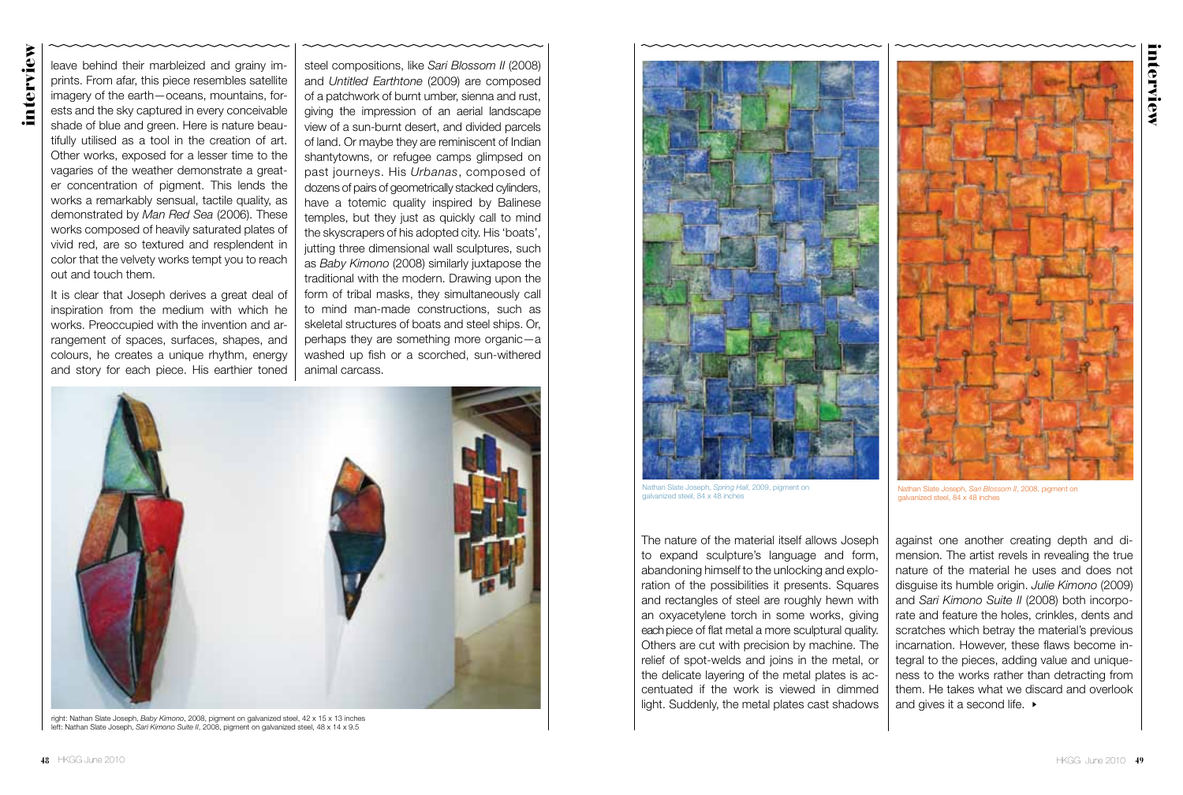leave behind their marbleized and grainy imprints. From afar, this piece resembles satellite imagery of the earth—oceans, mountains, forests and the sky captured in every conceivable shade of blue and green. Here is nature beautifully utilised as a tool in the creation of art. Other works, exposed for a lesser time to the vagaries of the weather demonstrate a greater concentration of pigment. This lends the works a remarkably sensual, tactile quality, as demonstrated by *Man Red Sea* (2006). These works composed of heavily saturated plates of vivid red, are so textured and resplendent in color that the velvety works tempt you to reach out and touch them.

It is clear that Joseph derives a great deal of inspiration from the medium with which he works. Preoccupied with the invention and arrangement of spaces, surfaces, shapes, and colours, he creates a unique rhythm, energy and story for each piece. His earthier toned steel compositions, like *Sari Blossom II* (2008) and *Untitled Earthtone* (2009) are composed of a patchwork of burnt umber, sienna and rust, giving the impression of an aerial landscape view of a sun-burnt desert, and divided parcels of land. Or maybe they are reminiscent of Indian shantytowns, or refugee camps glimpsed on past journeys. His *Urbanas*, composed of dozens of pairs of geometrically stacked cylinders, have a totemic quality inspired by Balinese temples, but they just as quickly call to mind the skyscrapers of his adopted city. His 'boats', jutting three dimensional wall sculptures, such as *Baby Kimono* (2008) similarly juxtapose the traditional with the modern. Drawing upon the form of tribal masks, they simultaneously call to mind man-made constructions, such as skeletal structures of boats and steel ships. Or, perhaps they are something more organic—a washed up fish or a scorched, sun-withered animal carcass.

right: Nathan Slate Joseph, *Baby Kimono*, 2008, pigment on galvanized steel, 42 x 15 x 13 inches
left: Nathan Slate Joseph, *Sari Kimono Suite II*, 2008, pigment on galvanized steel, 48 x 14 x 9.5

Nathan Slate Joseph, *Spring Hall*, 2009, pigment on galvanized steel, 84 x 48 inches

Nathan Slate Joseph, *Sari Blossom II*, 2008, pigment on galvanized steel, 84 x 48 inches

The nature of the material itself allows Joseph to expand sculpture's language and form, abandoning himself to the unlocking and exploration of the possibilities it presents. Squares and rectangles of steel are roughly hewn with an oxyacetylene torch in some works, giving each piece of flat metal a more sculptural quality. Others are cut with precision by machine. The relief of spot-welds and joins in the metal, or the delicate layering of the metal plates is accentuated if the work is viewed in dimmed light. Suddenly, the metal plates cast shadows against one another creating depth and dimension. The artist revels in revealing the true nature of the material he uses and does not disguise its humble origin. *Julie Kimono* (2009) and *Sari Kimono Suite II* (2008) both incorporate and feature the holes, crinkles, dents and scratches which betray the material's previous incarnation. However, these flaws become integral to the pieces, adding value and uniqueness to the works rather than detracting from them. He takes what we discard and overlook and gives it a second life. ▸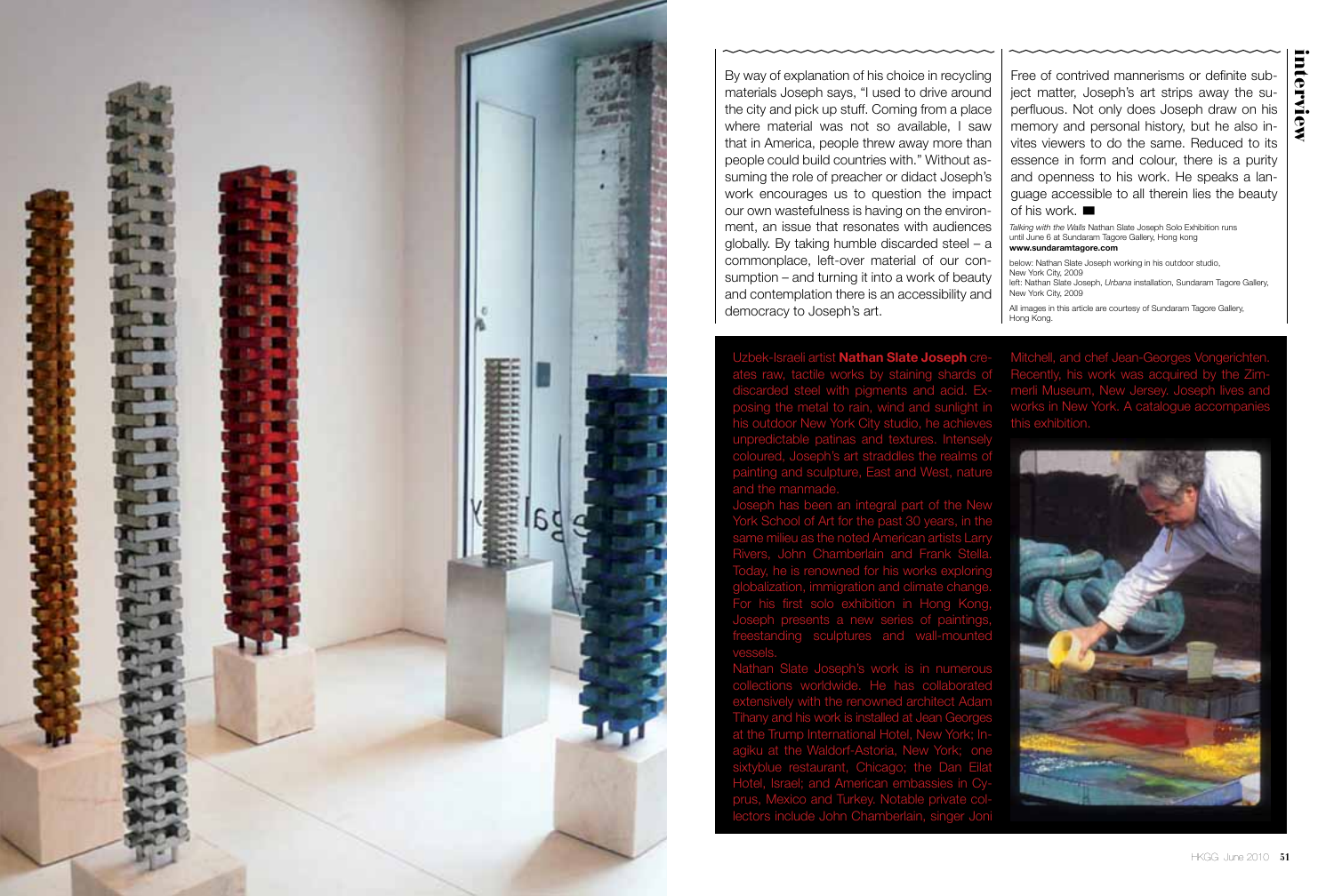By way of explanation of his choice in recycling materials Joseph says, "I used to drive around the city and pick up stuff. Coming from a place where material was not so available, I saw that in America, people threw away more than people could build countries with." Without assuming the role of preacher or didact Joseph's work encourages us to question the impact our own wastefulness is having on the environment, an issue that resonates with audiences globally. By taking humble discarded steel – a commonplace, left-over material of our consumption – and turning it into a work of beauty and contemplation there is an accessibility and democracy to Joseph's art.

Free of contrived mannerisms or definite subject matter, Joseph's art strips away the superfluous. Not only does Joseph draw on his memory and personal history, but he also invites viewers to do the same. Reduced to its essence in form and colour, there is a purity and openness to his work. He speaks a language accessible to all therein lies the beauty of his work. ■

*Talking with the Walls* Nathan Slate Joseph Solo Exhibition runs until June 6 at Sundaram Tagore Gallery, Hong kong
**www.sundaramtagore.com**

below: Nathan Slate Joseph working in his outdoor studio, New York City, 2009
left: Nathan Slate Joseph, *Urbana* installation, Sundaram Tagore Gallery, New York City, 2009

All images in this article are courtesy of Sundaram Tagore Gallery, Hong Kong.

Uzbek-Israeli artist **Nathan Slate Joseph** creates raw, tactile works by staining shards of discarded steel with pigments and acid. Exposing the metal to rain, wind and sunlight in his outdoor New York City studio, he achieves unpredictable patinas and textures. Intensely coloured, Joseph's art straddles the realms of painting and sculpture, East and West, nature and the manmade.

Joseph has been an integral part of the New York School of Art for the past 30 years, in the same milieu as the noted American artists Larry Rivers, John Chamberlain and Frank Stella. Today, he is renowned for his works exploring globalization, immigration and climate change. For his first solo exhibition in Hong Kong, Joseph presents a new series of paintings, freestanding sculptures and wall-mounted vessels.

Nathan Slate Joseph's work is in numerous collections worldwide. He has collaborated extensively with the renowned architect Adam Tihany and his work is installed at Jean Georges at the Trump International Hotel, New York; Inagiku at the Waldorf-Astoria, New York; one sixtyblue restaurant, Chicago; the Dan Eilat Hotel, Israel; and American embassies in Cyprus, Mexico and Turkey. Notable private collectors include John Chamberlain, singer Joni Mitchell, and chef Jean-Georges Vongerichten. Recently, his work was acquired by the Zimmerli Museum, New Jersey. Joseph lives and works in New York. A catalogue accompanies this exhibition.